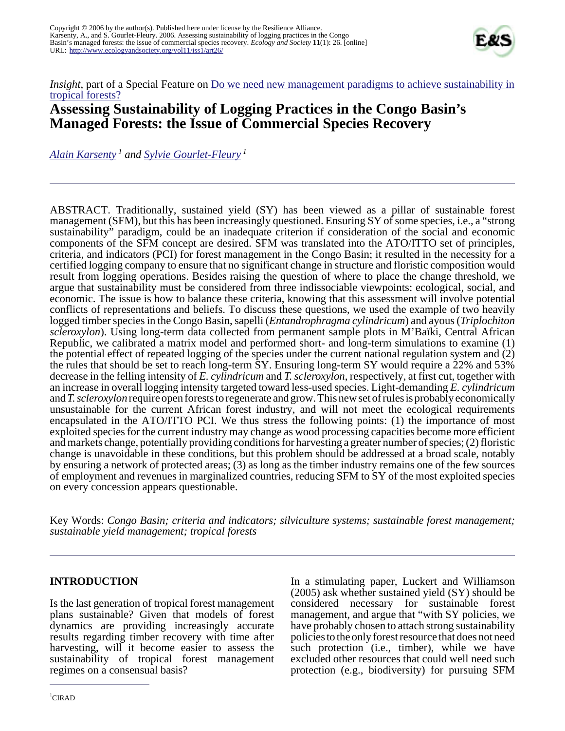Copyright © 2006 by the author(s). Published here under license by the Resilience Alliance.
Karsenty, A., and S. Gourlet-Fleury. 2006. Assessing sustainability of logging practices in the Congo Basin's managed forests: the issue of commercial species recovery. *Ecology and Society* **11**(1): 26. [online] URL: http://www.ecologyandsociety.org/vol11/iss1/art26/

*Insight*, part of a Special Feature on Do we need new management paradigms to achieve sustainability in tropical forests?

# Assessing Sustainability of Logging Practices in the Congo Basin's Managed Forests: the Issue of Commercial Species Recovery

*Alain Karsenty* [1] *and Sylvie Gourlet-Fleury* [1]

ABSTRACT. Traditionally, sustained yield (SY) has been viewed as a pillar of sustainable forest management (SFM), but this has been increasingly questioned. Ensuring SY of some species, i.e., a "strong sustainability" paradigm, could be an inadequate criterion if consideration of the social and economic components of the SFM concept are desired. SFM was translated into the ATO/ITTO set of principles, criteria, and indicators (PCI) for forest management in the Congo Basin; it resulted in the necessity for a certified logging company to ensure that no significant change in structure and floristic composition would result from logging operations. Besides raising the question of where to place the change threshold, we argue that sustainability must be considered from three indissociable viewpoints: ecological, social, and economic. The issue is how to balance these criteria, knowing that this assessment will involve potential conflicts of representations and beliefs. To discuss these questions, we used the example of two heavily logged timber species in the Congo Basin, sapelli (*Entandrophragma cylindricum*) and ayous (*Triplochiton scleroxylon*). Using long-term data collected from permanent sample plots in M'Baïki, Central African Republic, we calibrated a matrix model and performed short- and long-term simulations to examine (1) the potential effect of repeated logging of the species under the current national regulation system and (2) the rules that should be set to reach long-term SY. Ensuring long-term SY would require a 22% and 53% decrease in the felling intensity of *E. cylindricum* and *T. scleroxylon*, respectively, at first cut, together with an increase in overall logging intensity targeted toward less-used species. Light-demanding *E. cylindricum* and *T. scleroxylon* require open forests to regenerate and grow. This new set of rules is probably economically unsustainable for the current African forest industry, and will not meet the ecological requirements encapsulated in the ATO/ITTO PCI. We thus stress the following points: (1) the importance of most exploited species for the current industry may change as wood processing capacities become more efficient and markets change, potentially providing conditions for harvesting a greater number of species; (2) floristic change is unavoidable in these conditions, but this problem should be addressed at a broad scale, notably by ensuring a network of protected areas; (3) as long as the timber industry remains one of the few sources of employment and revenues in marginalized countries, reducing SFM to SY of the most exploited species on every concession appears questionable.

Key Words: *Congo Basin; criteria and indicators; silviculture systems; sustainable forest management; sustainable yield management; tropical forests*

## INTRODUCTION

Is the last generation of tropical forest management plans sustainable? Given that models of forest dynamics are providing increasingly accurate results regarding timber recovery with time after harvesting, will it become easier to assess the sustainability of tropical forest management regimes on a consensual basis?

In a stimulating paper, Luckert and Williamson (2005) ask whether sustained yield (SY) should be considered necessary for sustainable forest management, and argue that "with SY policies, we have probably chosen to attach strong sustainability policies to the only forest resource that does not need such protection (i.e., timber), while we have excluded other resources that could well need such protection (e.g., biodiversity) for pursuing SFM

[1] CIRAD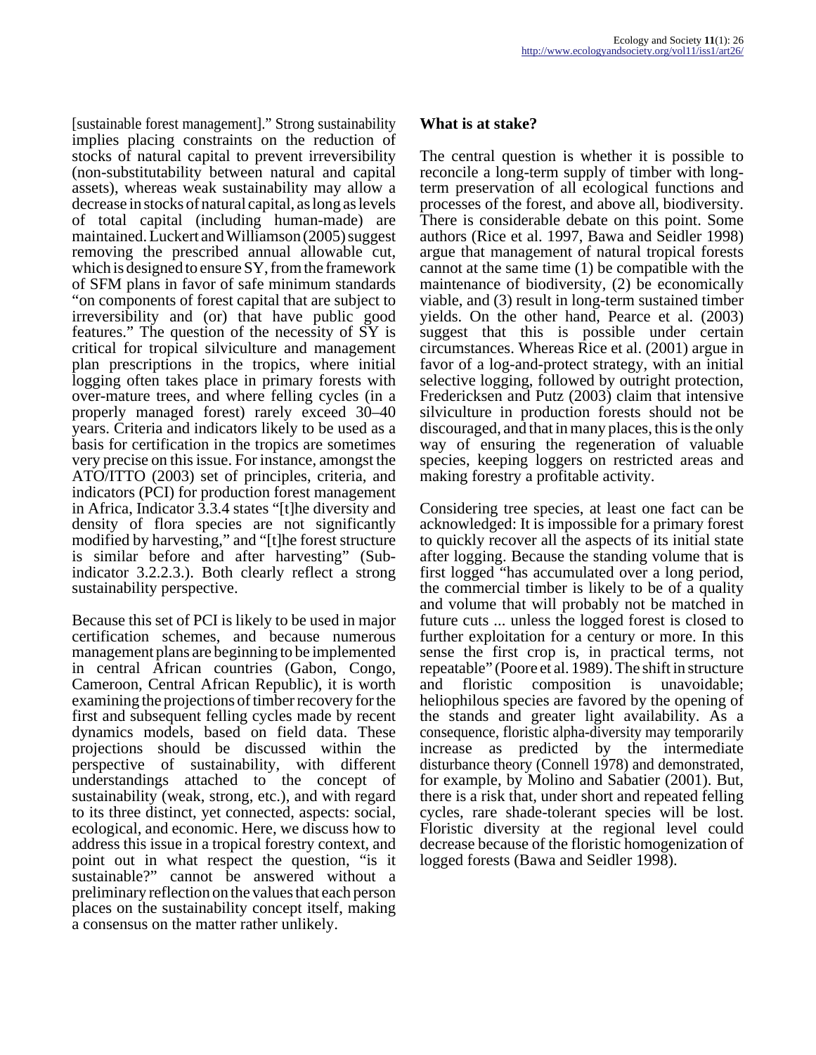[sustainable forest management]." Strong sustainability implies placing constraints on the reduction of stocks of natural capital to prevent irreversibility (non-substitutability between natural and capital assets), whereas weak sustainability may allow a decrease in stocks of natural capital, as long as levels of total capital (including human-made) are maintained. Luckert and Williamson (2005) suggest removing the prescribed annual allowable cut, which is designed to ensure SY, from the framework of SFM plans in favor of safe minimum standards "on components of forest capital that are subject to irreversibility and (or) that have public good features." The question of the necessity of SY is critical for tropical silviculture and management plan prescriptions in the tropics, where initial logging often takes place in primary forests with over-mature trees, and where felling cycles (in a properly managed forest) rarely exceed 30–40 years. Criteria and indicators likely to be used as a basis for certification in the tropics are sometimes very precise on this issue. For instance, amongst the ATO/ITTO (2003) set of principles, criteria, and indicators (PCI) for production forest management in Africa, Indicator 3.3.4 states "[t]he diversity and density of flora species are not significantly modified by harvesting," and "[t]he forest structure is similar before and after harvesting" (Sub-indicator 3.2.2.3.). Both clearly reflect a strong sustainability perspective.

Because this set of PCI is likely to be used in major certification schemes, and because numerous management plans are beginning to be implemented in central African countries (Gabon, Congo, Cameroon, Central African Republic), it is worth examining the projections of timber recovery for the first and subsequent felling cycles made by recent dynamics models, based on field data. These projections should be discussed within the perspective of sustainability, with different understandings attached to the concept of sustainability (weak, strong, etc.), and with regard to its three distinct, yet connected, aspects: social, ecological, and economic. Here, we discuss how to address this issue in a tropical forestry context, and point out in what respect the question, "is it sustainable?" cannot be answered without a preliminary reflection on the values that each person places on the sustainability concept itself, making a consensus on the matter rather unlikely.

## What is at stake?

The central question is whether it is possible to reconcile a long-term supply of timber with long-term preservation of all ecological functions and processes of the forest, and above all, biodiversity. There is considerable debate on this point. Some authors (Rice et al. 1997, Bawa and Seidler 1998) argue that management of natural tropical forests cannot at the same time (1) be compatible with the maintenance of biodiversity, (2) be economically viable, and (3) result in long-term sustained timber yields. On the other hand, Pearce et al. (2003) suggest that this is possible under certain circumstances. Whereas Rice et al. (2001) argue in favor of a log-and-protect strategy, with an initial selective logging, followed by outright protection, Fredericksen and Putz (2003) claim that intensive silviculture in production forests should not be discouraged, and that in many places, this is the only way of ensuring the regeneration of valuable species, keeping loggers on restricted areas and making forestry a profitable activity.

Considering tree species, at least one fact can be acknowledged: It is impossible for a primary forest to quickly recover all the aspects of its initial state after logging. Because the standing volume that is first logged "has accumulated over a long period, the commercial timber is likely to be of a quality and volume that will probably not be matched in future cuts ... unless the logged forest is closed to further exploitation for a century or more. In this sense the first crop is, in practical terms, not repeatable" (Poore et al. 1989). The shift in structure and floristic composition is unavoidable; heliophilous species are favored by the opening of the stands and greater light availability. As a consequence, floristic alpha-diversity may temporarily increase as predicted by the intermediate disturbance theory (Connell 1978) and demonstrated, for example, by Molino and Sabatier (2001). But, there is a risk that, under short and repeated felling cycles, rare shade-tolerant species will be lost. Floristic diversity at the regional level could decrease because of the floristic homogenization of logged forests (Bawa and Seidler 1998).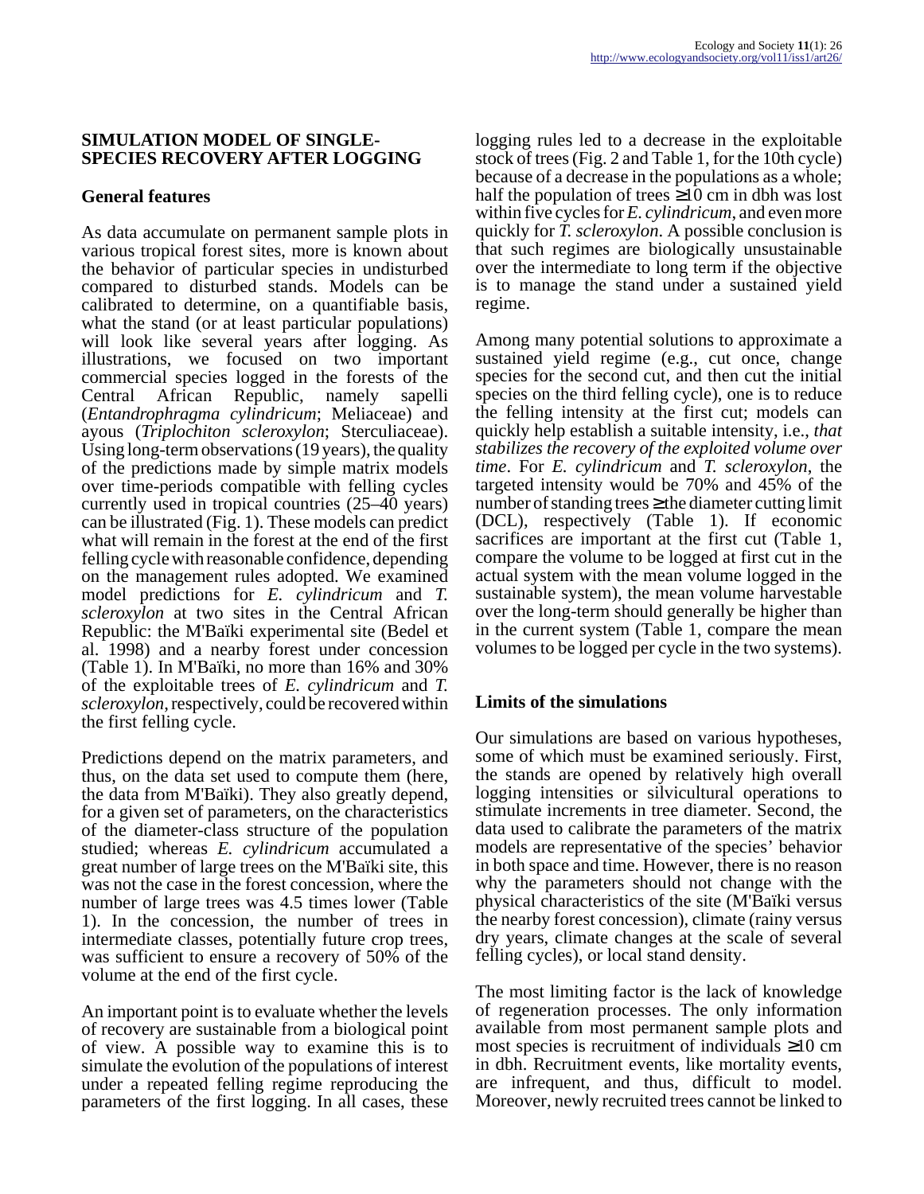## SIMULATION MODEL OF SINGLE-SPECIES RECOVERY AFTER LOGGING

### General features

As data accumulate on permanent sample plots in various tropical forest sites, more is known about the behavior of particular species in undisturbed compared to disturbed stands. Models can be calibrated to determine, on a quantifiable basis, what the stand (or at least particular populations) will look like several years after logging. As illustrations, we focused on two important commercial species logged in the forests of the Central African Republic, namely sapelli (*Entandrophragma cylindricum*; Meliaceae) and ayous (*Triplochiton scleroxylon*; Sterculiaceae). Using long-term observations (19 years), the quality of the predictions made by simple matrix models over time-periods compatible with felling cycles currently used in tropical countries (25–40 years) can be illustrated (Fig. 1). These models can predict what will remain in the forest at the end of the first felling cycle with reasonable confidence, depending on the management rules adopted. We examined model predictions for *E. cylindricum* and *T. scleroxylon* at two sites in the Central African Republic: the M'Baïki experimental site (Bedel et al. 1998) and a nearby forest under concession (Table 1). In M'Baïki, no more than 16% and 30% of the exploitable trees of *E. cylindricum* and *T. scleroxylon*, respectively, could be recovered within the first felling cycle.

Predictions depend on the matrix parameters, and thus, on the data set used to compute them (here, the data from M'Baïki). They also greatly depend, for a given set of parameters, on the characteristics of the diameter-class structure of the population studied; whereas *E. cylindricum* accumulated a great number of large trees on the M'Baïki site, this was not the case in the forest concession, where the number of large trees was 4.5 times lower (Table 1). In the concession, the number of trees in intermediate classes, potentially future crop trees, was sufficient to ensure a recovery of 50% of the volume at the end of the first cycle.

An important point is to evaluate whether the levels of recovery are sustainable from a biological point of view. A possible way to examine this is to simulate the evolution of the populations of interest under a repeated felling regime reproducing the parameters of the first logging. In all cases, these logging rules led to a decrease in the exploitable stock of trees (Fig. 2 and Table 1, for the 10th cycle) because of a decrease in the populations as a whole; half the population of trees ≥10 cm in dbh was lost within five cycles for *E. cylindricum*, and even more quickly for *T. scleroxylon*. A possible conclusion is that such regimes are biologically unsustainable over the intermediate to long term if the objective is to manage the stand under a sustained yield regime.

Among many potential solutions to approximate a sustained yield regime (e.g., cut once, change species for the second cut, and then cut the initial species on the third felling cycle), one is to reduce the felling intensity at the first cut; models can quickly help establish a suitable intensity, i.e., *that stabilizes the recovery of the exploited volume over time*. For *E. cylindricum* and *T. scleroxylon*, the targeted intensity would be 70% and 45% of the number of standing trees ≥ the diameter cutting limit (DCL), respectively (Table 1). If economic sacrifices are important at the first cut (Table 1, compare the volume to be logged at first cut in the actual system with the mean volume logged in the sustainable system), the mean volume harvestable over the long-term should generally be higher than in the current system (Table 1, compare the mean volumes to be logged per cycle in the two systems).

### Limits of the simulations

Our simulations are based on various hypotheses, some of which must be examined seriously. First, the stands are opened by relatively high overall logging intensities or silvicultural operations to stimulate increments in tree diameter. Second, the data used to calibrate the parameters of the matrix models are representative of the species' behavior in both space and time. However, there is no reason why the parameters should not change with the physical characteristics of the site (M'Baïki versus the nearby forest concession), climate (rainy versus dry years, climate changes at the scale of several felling cycles), or local stand density.

The most limiting factor is the lack of knowledge of regeneration processes. The only information available from most permanent sample plots and most species is recruitment of individuals ≥10 cm in dbh. Recruitment events, like mortality events, are infrequent, and thus, difficult to model. Moreover, newly recruited trees cannot be linked to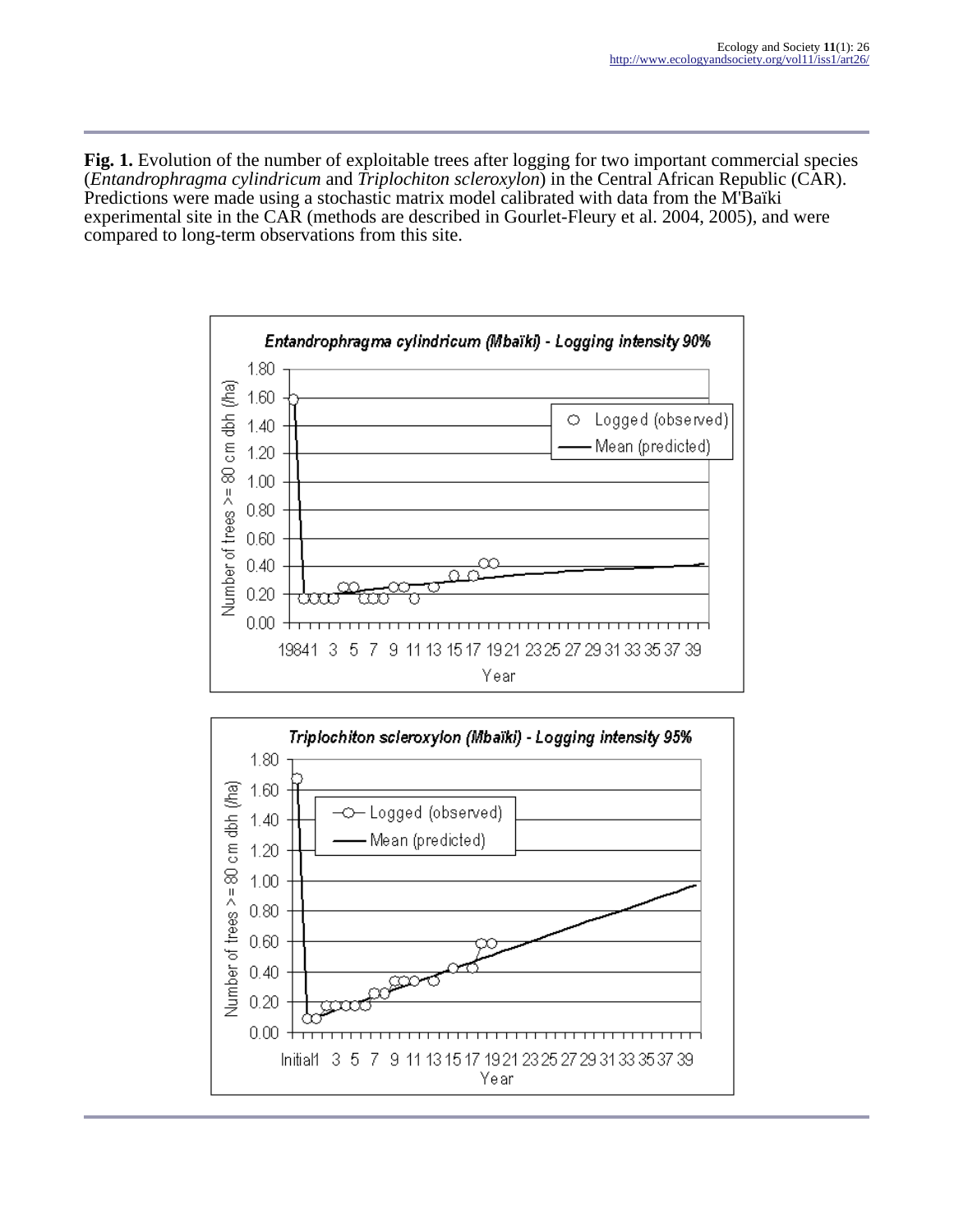**Fig. 1.** Evolution of the number of exploitable trees after logging for two important commercial species (*Entandrophragma cylindricum* and *Triplochiton scleroxylon*) in the Central African Republic (CAR). Predictions were made using a stochastic matrix model calibrated with data from the M'Baïki experimental site in the CAR (methods are described in Gourlet-Fleury et al. 2004, 2005), and were compared to long-term observations from this site.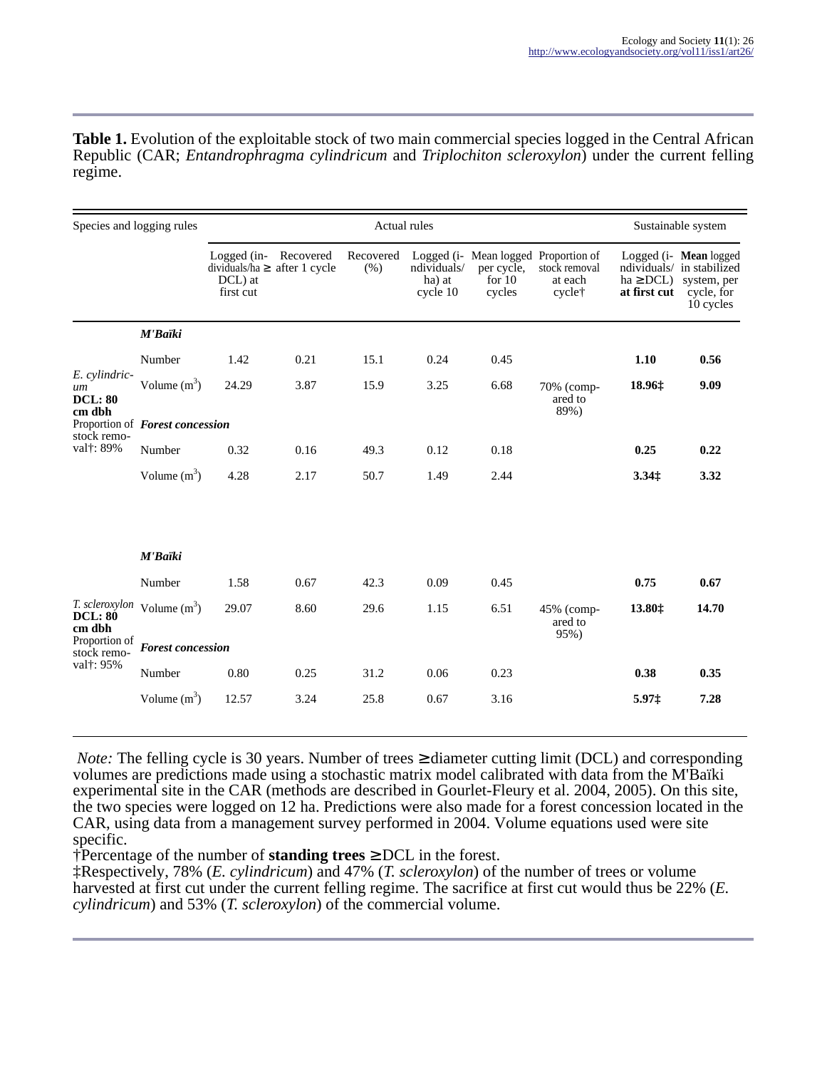**Table 1.** Evolution of the exploitable stock of two main commercial species logged in the Central African Republic (CAR; *Entandrophragma cylindricum* and *Triplochiton scleroxylon*) under the current felling regime.

| Species and logging rules | | Actual rules | | | | | | Sustainable system | |
|---|---|---|---|---|---|---|---|---|---|
| | | Logged (individuals/ha ≥ DCL) at first cut | Recovered after 1 cycle | Recovered (%) | Logged (individuals/ha) at cycle 10 | Mean logged per cycle, for 10 cycles | Proportion of stock removal at each cycle† | Logged (individuals/ha ≥DCL) **at first cut** | **Mean** logged in stabilized system, per cycle, for 10 cycles |
| *E. cylindricum* **DCL: 80 cm dbh** Proportion of stock removal†: 89% | ***M'Baïki*** | | | | | | | | |
| | Number | 1.42 | 0.21 | 15.1 | 0.24 | 0.45 | 70% (compared to 89%) | **1.10** | **0.56** |
| | Volume ($m^3$) | 24.29 | 3.87 | 15.9 | 3.25 | 6.68 | | **18.96‡** | **9.09** |
| | ***Forest concession*** | | | | | | | | |
| | Number | 0.32 | 0.16 | 49.3 | 0.12 | 0.18 | | **0.25** | **0.22** |
| | Volume ($m^3$) | 4.28 | 2.17 | 50.7 | 1.49 | 2.44 | | **3.34‡** | **3.32** |
| *T. scleroxylon* **DCL: 80 cm dbh** Proportion of stock removal†: 95% | ***M'Baïki*** | | | | | | | | |
| | Number | 1.58 | 0.67 | 42.3 | 0.09 | 0.45 | 45% (compared to 95%) | **0.75** | **0.67** |
| | Volume ($m^3$) | 29.07 | 8.60 | 29.6 | 1.15 | 6.51 | | **13.80‡** | **14.70** |
| | ***Forest concession*** | | | | | | | | |
| | Number | 0.80 | 0.25 | 31.2 | 0.06 | 0.23 | | **0.38** | **0.35** |
| | Volume ($m^3$) | 12.57 | 3.24 | 25.8 | 0.67 | 3.16 | | **5.97‡** | **7.28** |

*Note:* The felling cycle is 30 years. Number of trees ≥ diameter cutting limit (DCL) and corresponding volumes are predictions made using a stochastic matrix model calibrated with data from the M'Baïki experimental site in the CAR (methods are described in Gourlet-Fleury et al. 2004, 2005). On this site, the two species were logged on 12 ha. Predictions were also made for a forest concession located in the CAR, using data from a management survey performed in 2004. Volume equations used were site specific.

†Percentage of the number of **standing trees** ≥ DCL in the forest.

‡Respectively, 78% (*E. cylindricum*) and 47% (*T. scleroxylon*) of the number of trees or volume harvested at first cut under the current felling regime. The sacrifice at first cut would thus be 22% (*E. cylindricum*) and 53% (*T. scleroxylon*) of the commercial volume.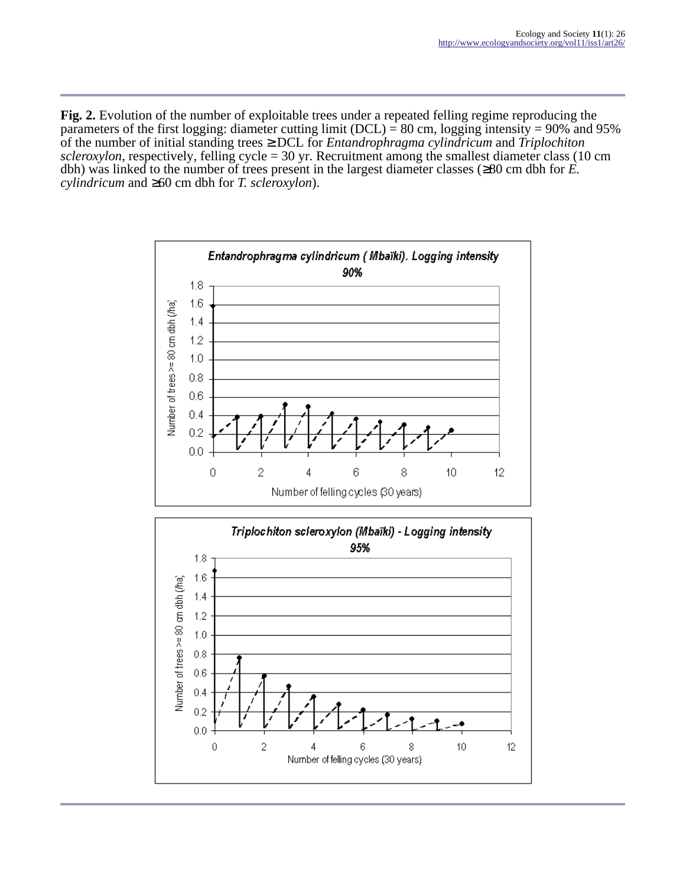**Fig. 2.** Evolution of the number of exploitable trees under a repeated felling regime reproducing the parameters of the first logging: diameter cutting limit (DCL) = 80 cm, logging intensity = 90% and 95% of the number of initial standing trees ≥ DCL for *Entandrophragma cylindricum* and *Triplochiton scleroxylon*, respectively, felling cycle = 30 yr. Recruitment among the smallest diameter class (10 cm dbh) was linked to the number of trees present in the largest diameter classes (≥80 cm dbh for *E. cylindricum* and ≥60 cm dbh for *T. scleroxylon*).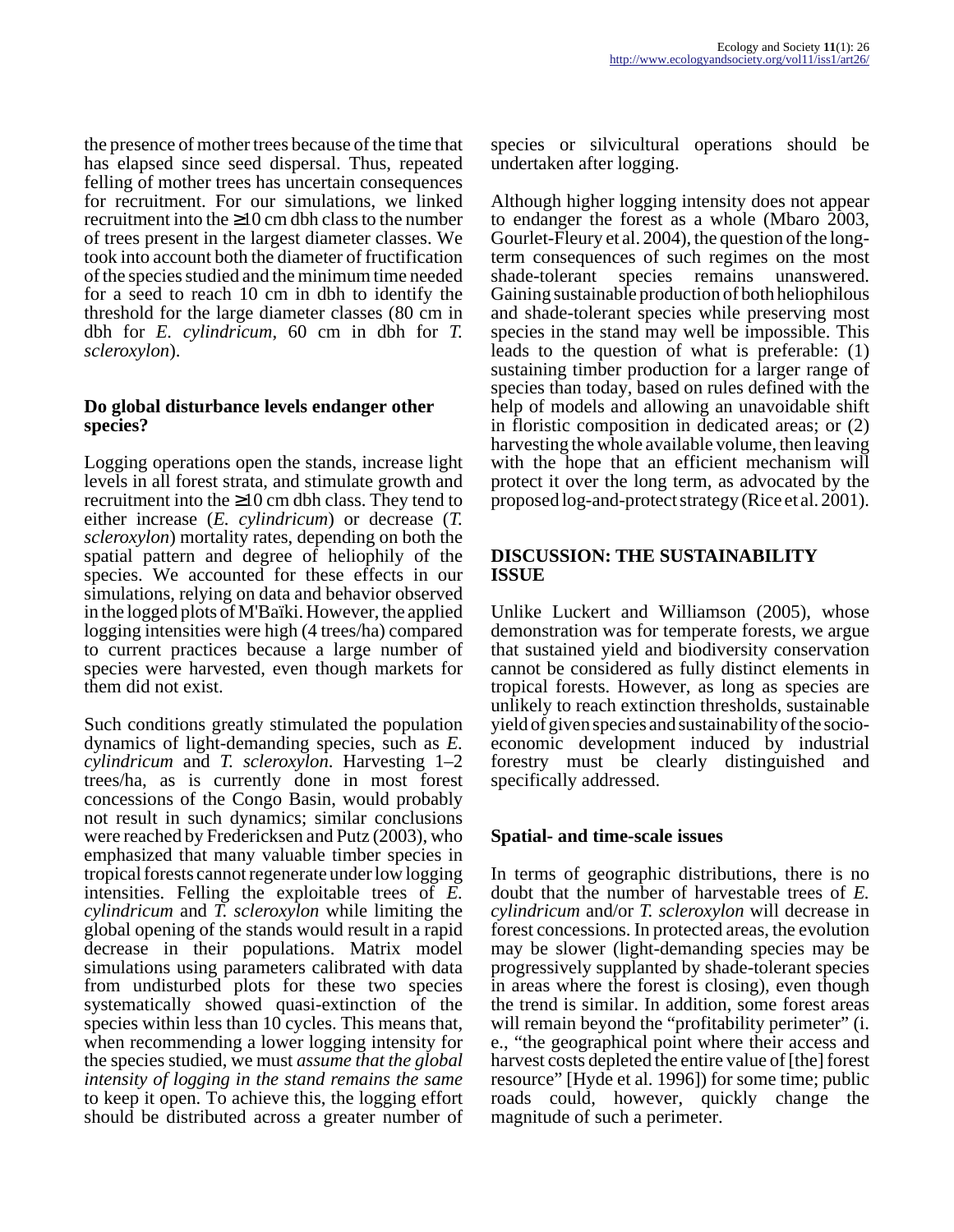the presence of mother trees because of the time that has elapsed since seed dispersal. Thus, repeated felling of mother trees has uncertain consequences for recruitment. For our simulations, we linked recruitment into the ≥10 cm dbh class to the number of trees present in the largest diameter classes. We took into account both the diameter of fructification of the species studied and the minimum time needed for a seed to reach 10 cm in dbh to identify the threshold for the large diameter classes (80 cm in dbh for *E. cylindricum*, 60 cm in dbh for *T. scleroxylon*).

### Do global disturbance levels endanger other species?

Logging operations open the stands, increase light levels in all forest strata, and stimulate growth and recruitment into the ≥10 cm dbh class. They tend to either increase (*E. cylindricum*) or decrease (*T. scleroxylon*) mortality rates, depending on both the spatial pattern and degree of heliophily of the species. We accounted for these effects in our simulations, relying on data and behavior observed in the logged plots of M'Baïki. However, the applied logging intensities were high (4 trees/ha) compared to current practices because a large number of species were harvested, even though markets for them did not exist.

Such conditions greatly stimulated the population dynamics of light-demanding species, such as *E. cylindricum* and *T. scleroxylon*. Harvesting 1–2 trees/ha, as is currently done in most forest concessions of the Congo Basin, would probably not result in such dynamics; similar conclusions were reached by Fredericksen and Putz (2003), who emphasized that many valuable timber species in tropical forests cannot regenerate under low logging intensities. Felling the exploitable trees of *E. cylindricum* and *T. scleroxylon* while limiting the global opening of the stands would result in a rapid decrease in their populations. Matrix model simulations using parameters calibrated with data from undisturbed plots for these two species systematically showed quasi-extinction of the species within less than 10 cycles. This means that, when recommending a lower logging intensity for the species studied, we must *assume that the global intensity of logging in the stand remains the same* to keep it open. To achieve this, the logging effort should be distributed across a greater number of species or silvicultural operations should be undertaken after logging.

Although higher logging intensity does not appear to endanger the forest as a whole (Mbaro 2003, Gourlet-Fleury et al. 2004), the question of the long-term consequences of such regimes on the most shade-tolerant species remains unanswered. Gaining sustainable production of both heliophilous and shade-tolerant species while preserving most species in the stand may well be impossible. This leads to the question of what is preferable: (1) sustaining timber production for a larger range of species than today, based on rules defined with the help of models and allowing an unavoidable shift in floristic composition in dedicated areas; or (2) harvesting the whole available volume, then leaving with the hope that an efficient mechanism will protect it over the long term, as advocated by the proposed log-and-protect strategy (Rice et al. 2001).

## DISCUSSION: THE SUSTAINABILITY ISSUE

Unlike Luckert and Williamson (2005), whose demonstration was for temperate forests, we argue that sustained yield and biodiversity conservation cannot be considered as fully distinct elements in tropical forests. However, as long as species are unlikely to reach extinction thresholds, sustainable yield of given species and sustainability of the socio-economic development induced by industrial forestry must be clearly distinguished and specifically addressed.

### Spatial- and time-scale issues

In terms of geographic distributions, there is no doubt that the number of harvestable trees of *E. cylindricum* and/or *T. scleroxylon* will decrease in forest concessions. In protected areas, the evolution may be slower (light-demanding species may be progressively supplanted by shade-tolerant species in areas where the forest is closing), even though the trend is similar. In addition, some forest areas will remain beyond the "profitability perimeter" (i. e., "the geographical point where their access and harvest costs depleted the entire value of [the] forest resource" [Hyde et al. 1996]) for some time; public roads could, however, quickly change the magnitude of such a perimeter.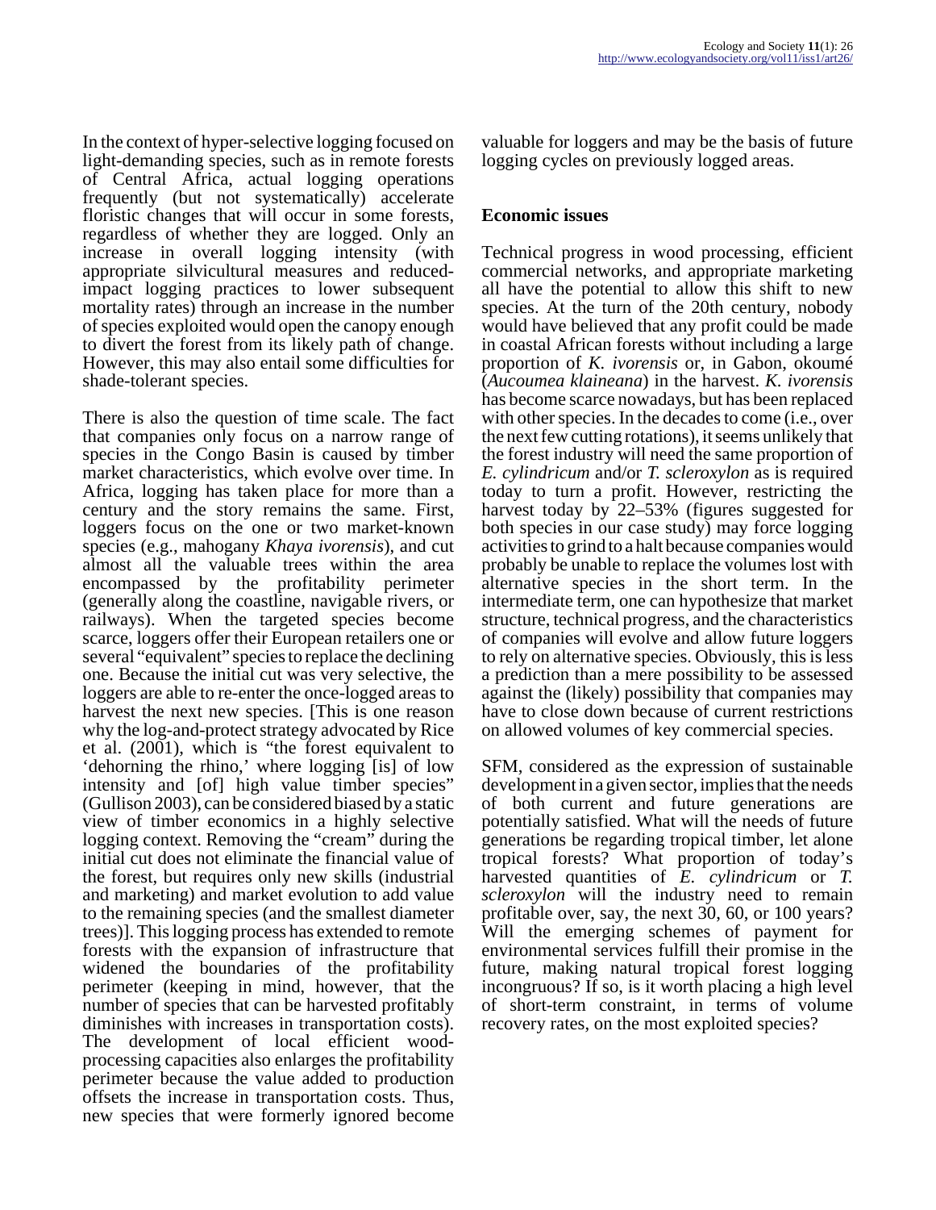In the context of hyper-selective logging focused on light-demanding species, such as in remote forests of Central Africa, actual logging operations frequently (but not systematically) accelerate floristic changes that will occur in some forests, regardless of whether they are logged. Only an increase in overall logging intensity (with appropriate silvicultural measures and reduced-impact logging practices to lower subsequent mortality rates) through an increase in the number of species exploited would open the canopy enough to divert the forest from its likely path of change. However, this may also entail some difficulties for shade-tolerant species.

There is also the question of time scale. The fact that companies only focus on a narrow range of species in the Congo Basin is caused by timber market characteristics, which evolve over time. In Africa, logging has taken place for more than a century and the story remains the same. First, loggers focus on the one or two market-known species (e.g., mahogany *Khaya ivorensis*), and cut almost all the valuable trees within the area encompassed by the profitability perimeter (generally along the coastline, navigable rivers, or railways). When the targeted species become scarce, loggers offer their European retailers one or several "equivalent" species to replace the declining one. Because the initial cut was very selective, the loggers are able to re-enter the once-logged areas to harvest the next new species. [This is one reason why the log-and-protect strategy advocated by Rice et al. (2001), which is "the forest equivalent to 'dehorning the rhino,' where logging [is] of low intensity and [of] high value timber species" (Gullison 2003), can be considered biased by a static view of timber economics in a highly selective logging context. Removing the "cream" during the initial cut does not eliminate the financial value of the forest, but requires only new skills (industrial and marketing) and market evolution to add value to the remaining species (and the smallest diameter trees)]. This logging process has extended to remote forests with the expansion of infrastructure that widened the boundaries of the profitability perimeter (keeping in mind, however, that the number of species that can be harvested profitably diminishes with increases in transportation costs). The development of local efficient wood-processing capacities also enlarges the profitability perimeter because the value added to production offsets the increase in transportation costs. Thus, new species that were formerly ignored become valuable for loggers and may be the basis of future logging cycles on previously logged areas.

## Economic issues

Technical progress in wood processing, efficient commercial networks, and appropriate marketing all have the potential to allow this shift to new species. At the turn of the 20th century, nobody would have believed that any profit could be made in coastal African forests without including a large proportion of *K. ivorensis* or, in Gabon, okoumé (*Aucoumea klaineana*) in the harvest. *K. ivorensis* has become scarce nowadays, but has been replaced with other species. In the decades to come (i.e., over the next few cutting rotations), it seems unlikely that the forest industry will need the same proportion of *E. cylindricum* and/or *T. scleroxylon* as is required today to turn a profit. However, restricting the harvest today by 22–53% (figures suggested for both species in our case study) may force logging activities to grind to a halt because companies would probably be unable to replace the volumes lost with alternative species in the short term. In the intermediate term, one can hypothesize that market structure, technical progress, and the characteristics of companies will evolve and allow future loggers to rely on alternative species. Obviously, this is less a prediction than a mere possibility to be assessed against the (likely) possibility that companies may have to close down because of current restrictions on allowed volumes of key commercial species.

SFM, considered as the expression of sustainable development in a given sector, implies that the needs of both current and future generations are potentially satisfied. What will the needs of future generations be regarding tropical timber, let alone tropical forests? What proportion of today's harvested quantities of *E. cylindricum* or *T. scleroxylon* will the industry need to remain profitable over, say, the next 30, 60, or 100 years? Will the emerging schemes of payment for environmental services fulfill their promise in the future, making natural tropical forest logging incongruous? If so, is it worth placing a high level of short-term constraint, in terms of volume recovery rates, on the most exploited species?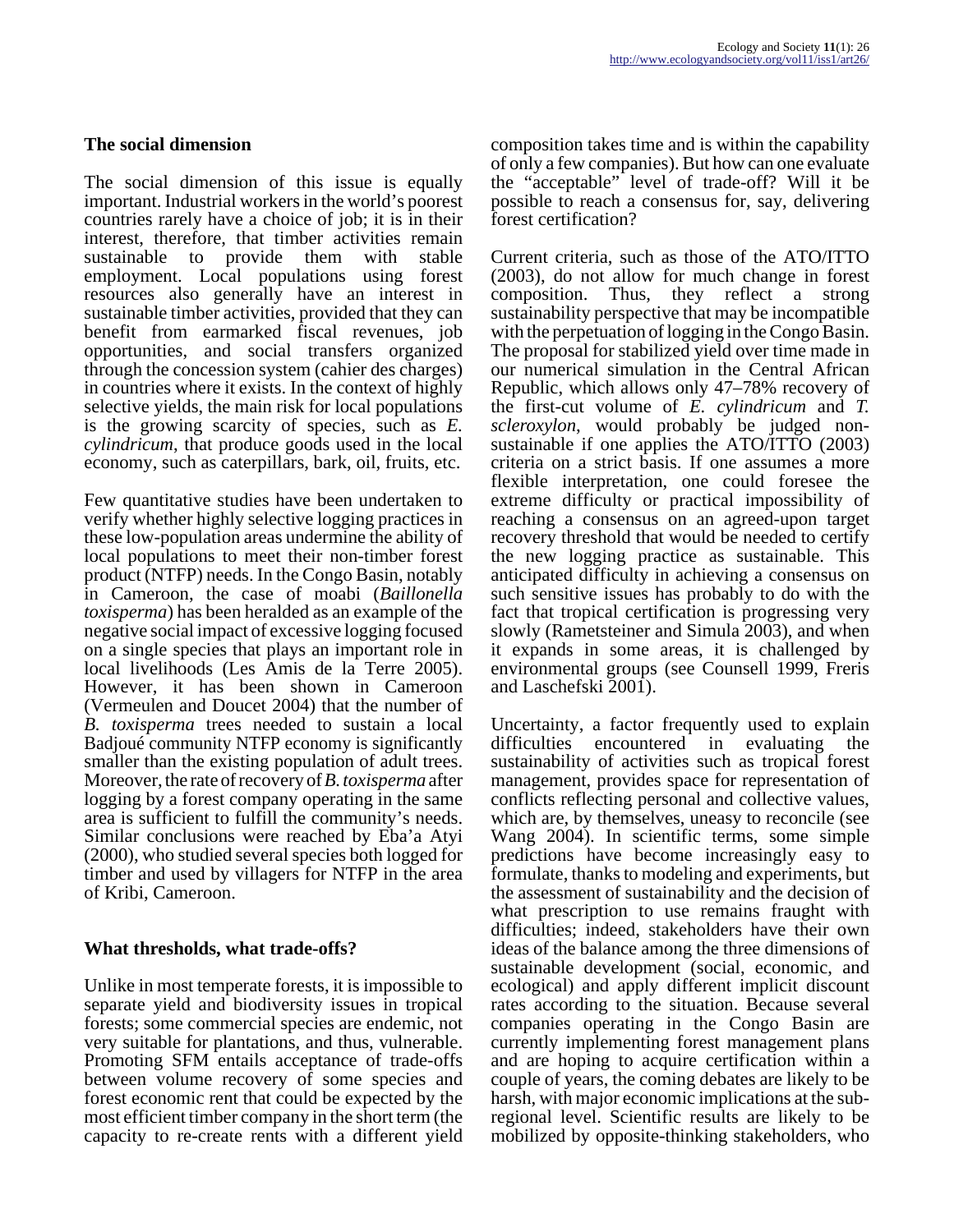### The social dimension

The social dimension of this issue is equally important. Industrial workers in the world's poorest countries rarely have a choice of job; it is in their interest, therefore, that timber activities remain sustainable to provide them with stable employment. Local populations using forest resources also generally have an interest in sustainable timber activities, provided that they can benefit from earmarked fiscal revenues, job opportunities, and social transfers organized through the concession system (cahier des charges) in countries where it exists. In the context of highly selective yields, the main risk for local populations is the growing scarcity of species, such as *E. cylindricum*, that produce goods used in the local economy, such as caterpillars, bark, oil, fruits, etc.

Few quantitative studies have been undertaken to verify whether highly selective logging practices in these low-population areas undermine the ability of local populations to meet their non-timber forest product (NTFP) needs. In the Congo Basin, notably in Cameroon, the case of moabi (*Baillonella toxisperma*) has been heralded as an example of the negative social impact of excessive logging focused on a single species that plays an important role in local livelihoods (Les Amis de la Terre 2005). However, it has been shown in Cameroon (Vermeulen and Doucet 2004) that the number of *B. toxisperma* trees needed to sustain a local Badjoué community NTFP economy is significantly smaller than the existing population of adult trees. Moreover, the rate of recovery of *B. toxisperma* after logging by a forest company operating in the same area is sufficient to fulfill the community's needs. Similar conclusions were reached by Eba'a Atyi (2000), who studied several species both logged for timber and used by villagers for NTFP in the area of Kribi, Cameroon.

### What thresholds, what trade-offs?

Unlike in most temperate forests, it is impossible to separate yield and biodiversity issues in tropical forests; some commercial species are endemic, not very suitable for plantations, and thus, vulnerable. Promoting SFM entails acceptance of trade-offs between volume recovery of some species and forest economic rent that could be expected by the most efficient timber company in the short term (the capacity to re-create rents with a different yield composition takes time and is within the capability of only a few companies). But how can one evaluate the "acceptable" level of trade-off? Will it be possible to reach a consensus for, say, delivering forest certification?

Current criteria, such as those of the ATO/ITTO (2003), do not allow for much change in forest composition. Thus, they reflect a strong sustainability perspective that may be incompatible with the perpetuation of logging in the Congo Basin. The proposal for stabilized yield over time made in our numerical simulation in the Central African Republic, which allows only 47–78% recovery of the first-cut volume of *E. cylindricum* and *T. scleroxylon*, would probably be judged non-sustainable if one applies the ATO/ITTO (2003) criteria on a strict basis. If one assumes a more flexible interpretation, one could foresee the extreme difficulty or practical impossibility of reaching a consensus on an agreed-upon target recovery threshold that would be needed to certify the new logging practice as sustainable. This anticipated difficulty in achieving a consensus on such sensitive issues has probably to do with the fact that tropical certification is progressing very slowly (Rametsteiner and Simula 2003), and when it expands in some areas, it is challenged by environmental groups (see Counsell 1999, Freris and Laschefski 2001).

Uncertainty, a factor frequently used to explain difficulties encountered in evaluating the sustainability of activities such as tropical forest management, provides space for representation of conflicts reflecting personal and collective values, which are, by themselves, uneasy to reconcile (see Wang 2004). In scientific terms, some simple predictions have become increasingly easy to formulate, thanks to modeling and experiments, but the assessment of sustainability and the decision of what prescription to use remains fraught with difficulties; indeed, stakeholders have their own ideas of the balance among the three dimensions of sustainable development (social, economic, and ecological) and apply different implicit discount rates according to the situation. Because several companies operating in the Congo Basin are currently implementing forest management plans and are hoping to acquire certification within a couple of years, the coming debates are likely to be harsh, with major economic implications at the sub-regional level. Scientific results are likely to be mobilized by opposite-thinking stakeholders, who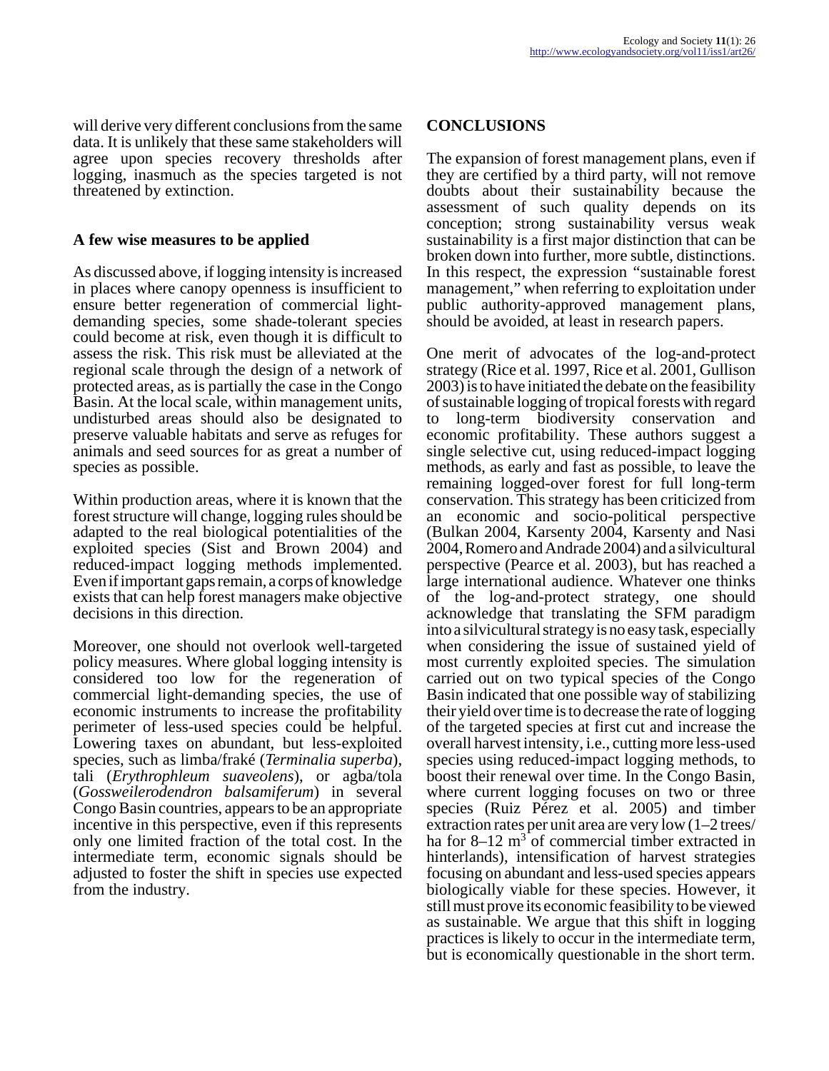will derive very different conclusions from the same data. It is unlikely that these same stakeholders will agree upon species recovery thresholds after logging, inasmuch as the species targeted is not threatened by extinction.

### A few wise measures to be applied

As discussed above, if logging intensity is increased in places where canopy openness is insufficient to ensure better regeneration of commercial light-demanding species, some shade-tolerant species could become at risk, even though it is difficult to assess the risk. This risk must be alleviated at the regional scale through the design of a network of protected areas, as is partially the case in the Congo Basin. At the local scale, within management units, undisturbed areas should also be designated to preserve valuable habitats and serve as refuges for animals and seed sources for as great a number of species as possible.

Within production areas, where it is known that the forest structure will change, logging rules should be adapted to the real biological potentialities of the exploited species (Sist and Brown 2004) and reduced-impact logging methods implemented. Even if important gaps remain, a corps of knowledge exists that can help forest managers make objective decisions in this direction.

Moreover, one should not overlook well-targeted policy measures. Where global logging intensity is considered too low for the regeneration of commercial light-demanding species, the use of economic instruments to increase the profitability perimeter of less-used species could be helpful. Lowering taxes on abundant, but less-exploited species, such as limba/fraké (*Terminalia superba*), tali (*Erythrophleum suaveolens*), or agba/tola (*Gossweilerodendron balsamiferum*) in several Congo Basin countries, appears to be an appropriate incentive in this perspective, even if this represents only one limited fraction of the total cost. In the intermediate term, economic signals should be adjusted to foster the shift in species use expected from the industry.

## CONCLUSIONS

The expansion of forest management plans, even if they are certified by a third party, will not remove doubts about their sustainability because the assessment of such quality depends on its conception; strong sustainability versus weak sustainability is a first major distinction that can be broken down into further, more subtle, distinctions. In this respect, the expression "sustainable forest management," when referring to exploitation under public authority-approved management plans, should be avoided, at least in research papers.

One merit of advocates of the log-and-protect strategy (Rice et al. 1997, Rice et al. 2001, Gullison 2003) is to have initiated the debate on the feasibility of sustainable logging of tropical forests with regard to long-term biodiversity conservation and economic profitability. These authors suggest a single selective cut, using reduced-impact logging methods, as early and fast as possible, to leave the remaining logged-over forest for full long-term conservation. This strategy has been criticized from an economic and socio-political perspective (Bulkan 2004, Karsenty 2004, Karsenty and Nasi 2004, Romero and Andrade 2004) and a silvicultural perspective (Pearce et al. 2003), but has reached a large international audience. Whatever one thinks of the log-and-protect strategy, one should acknowledge that translating the SFM paradigm into a silvicultural strategy is no easy task, especially when considering the issue of sustained yield of most currently exploited species. The simulation carried out on two typical species of the Congo Basin indicated that one possible way of stabilizing their yield over time is to decrease the rate of logging of the targeted species at first cut and increase the overall harvest intensity, i.e., cutting more less-used species using reduced-impact logging methods, to boost their renewal over time. In the Congo Basin, where current logging focuses on two or three species (Ruiz Pérez et al. 2005) and timber extraction rates per unit area are very low (1–2 trees/ha for 8–12 $m^3$ of commercial timber extracted in hinterlands), intensification of harvest strategies focusing on abundant and less-used species appears biologically viable for these species. However, it still must prove its economic feasibility to be viewed as sustainable. We argue that this shift in logging practices is likely to occur in the intermediate term, but is economically questionable in the short term.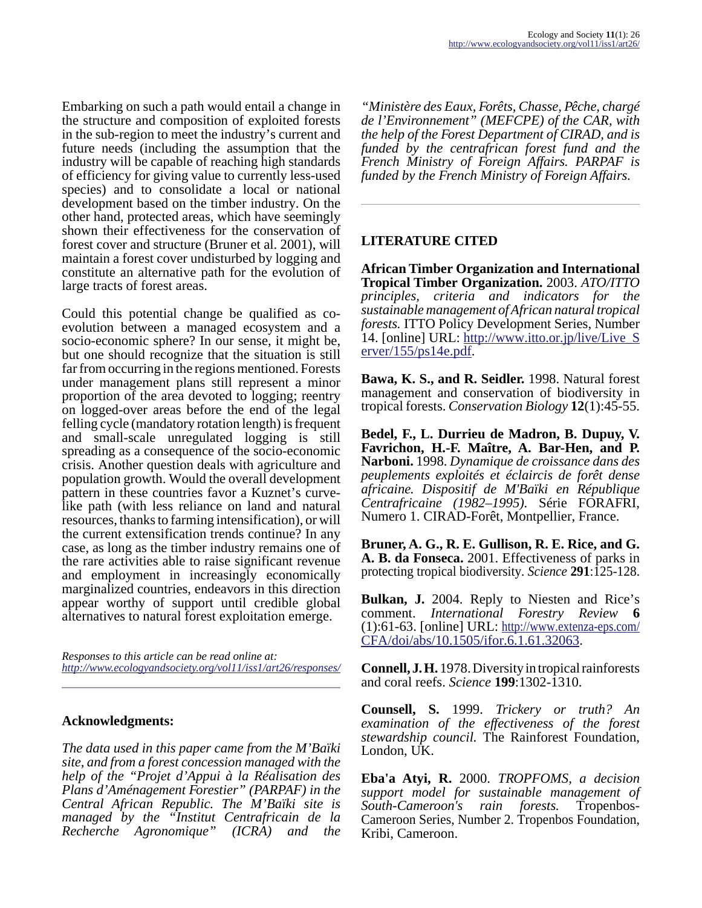Embarking on such a path would entail a change in the structure and composition of exploited forests in the sub-region to meet the industry's current and future needs (including the assumption that the industry will be capable of reaching high standards of efficiency for giving value to currently less-used species) and to consolidate a local or national development based on the timber industry. On the other hand, protected areas, which have seemingly shown their effectiveness for the conservation of forest cover and structure (Bruner et al. 2001), will maintain a forest cover undisturbed by logging and constitute an alternative path for the evolution of large tracts of forest areas.

Could this potential change be qualified as co-evolution between a managed ecosystem and a socio-economic sphere? In our sense, it might be, but one should recognize that the situation is still far from occurring in the regions mentioned. Forests under management plans still represent a minor proportion of the area devoted to logging; reentry on logged-over areas before the end of the legal felling cycle (mandatory rotation length) is frequent and small-scale unregulated logging is still spreading as a consequence of the socio-economic crisis. Another question deals with agriculture and population growth. Would the overall development pattern in these countries favor a Kuznet's curve-like path (with less reliance on land and natural resources, thanks to farming intensification), or will the current extensification trends continue? In any case, as long as the timber industry remains one of the rare activities able to raise significant revenue and employment in increasingly economically marginalized countries, endeavors in this direction appear worthy of support until credible global alternatives to natural forest exploitation emerge.

*Responses to this article can be read online at:*
*http://www.ecologyandsociety.org/vol11/iss1/art26/responses/*

## Acknowledgments:

*The data used in this paper came from the M'Baïki site, and from a forest concession managed with the help of the "Projet d'Appui à la Réalisation des Plans d'Aménagement Forestier" (PARPAF) in the Central African Republic. The M'Baïki site is managed by the "Institut Centrafricain de la Recherche Agronomique" (ICRA) and the "Ministère des Eaux, Forêts, Chasse, Pêche, chargé de l'Environnement" (MEFCPE) of the CAR, with the help of the Forest Department of CIRAD, and is funded by the centrafrican forest fund and the French Ministry of Foreign Affairs. PARPAF is funded by the French Ministry of Foreign Affairs.*

## LITERATURE CITED

**African Timber Organization and International Tropical Timber Organization.** 2003. *ATO/ITTO principles, criteria and indicators for the sustainable management of African natural tropical forests.* ITTO Policy Development Series, Number 14. [online] URL: http://www.itto.or.jp/live/Live_Server/155/ps14e.pdf.

**Bawa, K. S., and R. Seidler.** 1998. Natural forest management and conservation of biodiversity in tropical forests. *Conservation Biology* **12**(1):45-55.

**Bedel, F., L. Durrieu de Madron, B. Dupuy, V. Favrichon, H.-F. Maître, A. Bar-Hen, and P. Narboni.** 1998. *Dynamique de croissance dans des peuplements exploités et éclaircis de forêt dense africaine. Dispositif de M'Baïki en République Centrafricaine (1982–1995).* Série FORAFRI, Numero 1. CIRAD-Forêt, Montpellier, France.

**Bruner, A. G., R. E. Gullison, R. E. Rice, and G. A. B. da Fonseca.** 2001. Effectiveness of parks in protecting tropical biodiversity. *Science* **291**:125-128.

**Bulkan, J.** 2004. Reply to Niesten and Rice's comment. *International Forestry Review* **6** (1):61-63. [online] URL: http://www.extenza-eps.com/CFA/doi/abs/10.1505/ifor.6.1.61.32063.

**Connell, J. H.** 1978. Diversity in tropical rainforests and coral reefs. *Science* **199**:1302-1310.

**Counsell, S.** 1999. *Trickery or truth? An examination of the effectiveness of the forest stewardship council.* The Rainforest Foundation, London, UK.

**Eba'a Atyi, R.** 2000. *TROPFOMS, a decision support model for sustainable management of South-Cameroon's rain forests.* Tropenbos-Cameroon Series, Number 2. Tropenbos Foundation, Kribi, Cameroon.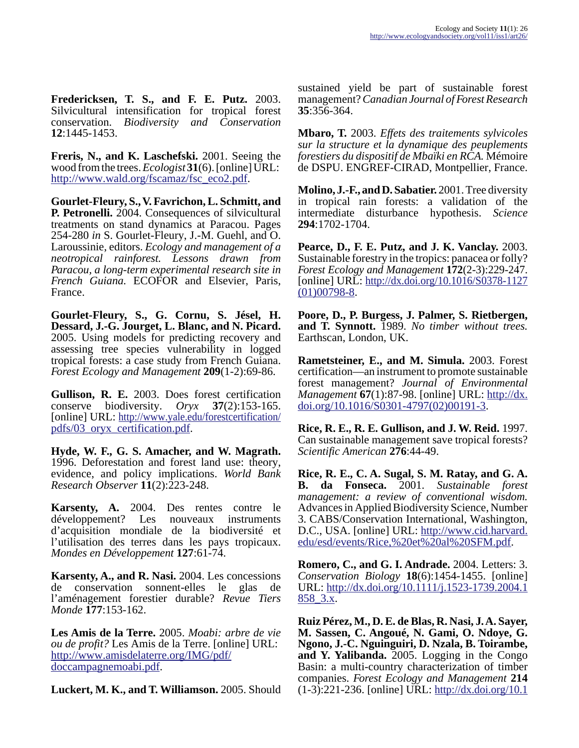**Fredericksen, T. S., and F. E. Putz.** 2003. Silvicultural intensification for tropical forest conservation. *Biodiversity and Conservation* **12**:1445-1453.

**Freris, N., and K. Laschefski.** 2001. Seeing the wood from the trees. *Ecologist* **31**(6). [online] URL: http://www.wald.org/fscamaz/fsc_eco2.pdf.

**Gourlet-Fleury, S., V. Favrichon, L. Schmitt, and P. Petronelli.** 2004. Consequences of silvicultural treatments on stand dynamics at Paracou. Pages 254-280 *in* S. Gourlet-Fleury, J.-M. Guehl, and O. Laroussinie, editors. *Ecology and management of a neotropical rainforest. Lessons drawn from Paracou, a long-term experimental research site in French Guiana.* ECOFOR and Elsevier, Paris, France.

**Gourlet-Fleury, S., G. Cornu, S. Jésel, H. Dessard, J.-G. Jourget, L. Blanc, and N. Picard.** 2005. Using models for predicting recovery and assessing tree species vulnerability in logged tropical forests: a case study from French Guiana. *Forest Ecology and Management* **209**(1-2):69-86.

**Gullison, R. E.** 2003. Does forest certification conserve biodiversity. *Oryx* **37**(2):153-165. [online] URL: http://www.yale.edu/forestcertification/pdfs/03_oryx_certification.pdf.

**Hyde, W. F., G. S. Amacher, and W. Magrath.** 1996. Deforestation and forest land use: theory, evidence, and policy implications. *World Bank Research Observer* **11**(2):223-248.

**Karsenty, A.** 2004. Des rentes contre le développement? Les nouveaux instruments d'acquisition mondiale de la biodiversité et l'utilisation des terres dans les pays tropicaux. *Mondes en Développement* **127**:61-74.

**Karsenty, A., and R. Nasi.** 2004. Les concessions de conservation sonnent-elles le glas de l'aménagement forestier durable? *Revue Tiers Monde* **177**:153-162.

**Les Amis de la Terre.** 2005. *Moabi: arbre de vie ou de profit?* Les Amis de la Terre. [online] URL: http://www.amisdelaterre.org/IMG/pdf/doccampagnemoabi.pdf.

**Luckert, M. K., and T. Williamson.** 2005. Should sustained yield be part of sustainable forest management? *Canadian Journal of Forest Research* **35**:356-364.

**Mbaro, T.** 2003. *Effets des traitements sylvicoles sur la structure et la dynamique des peuplements forestiers du dispositif de Mbaïki en RCA.* Mémoire de DSPU. ENGREF-CIRAD, Montpellier, France.

**Molino, J.-F., and D. Sabatier.** 2001. Tree diversity in tropical rain forests: a validation of the intermediate disturbance hypothesis. *Science* **294**:1702-1704.

**Pearce, D., F. E. Putz, and J. K. Vanclay.** 2003. Sustainable forestry in the tropics: panacea or folly? *Forest Ecology and Management* **172**(2-3):229-247. [online] URL: http://dx.doi.org/10.1016/S0378-1127(01)00798-8.

**Poore, D., P. Burgess, J. Palmer, S. Rietbergen, and T. Synnott.** 1989. *No timber without trees.* Earthscan, London, UK.

**Rametsteiner, E., and M. Simula.** 2003. Forest certification—an instrument to promote sustainable forest management? *Journal of Environmental Management* **67**(1):87-98. [online] URL: http://dx.doi.org/10.1016/S0301-4797(02)00191-3.

**Rice, R. E., R. E. Gullison, and J. W. Reid.** 1997. Can sustainable management save tropical forests? *Scientific American* **276**:44-49.

**Rice, R. E., C. A. Sugal, S. M. Ratay, and G. A. B. da Fonseca.** 2001. *Sustainable forest management: a review of conventional wisdom.* Advances in Applied Biodiversity Science, Number 3. CABS/Conservation International, Washington, D.C., USA. [online] URL: http://www.cid.harvard.edu/esd/events/Rice,%20et%20al%20SFM.pdf.

**Romero, C., and G. I. Andrade.** 2004. Letters: 3. *Conservation Biology* **18**(6):1454-1455. [online] URL: http://dx.doi.org/10.1111/j.1523-1739.2004.1858_3.x.

**Ruiz Pérez, M., D. E. de Blas, R. Nasi, J. A. Sayer, M. Sassen, C. Angoué, N. Gami, O. Ndoye, G. Ngono, J.-C. Nguinguiri, D. Nzala, B. Toirambe, and Y. Yalibanda.** 2005. Logging in the Congo Basin: a multi-country characterization of timber companies. *Forest Ecology and Management* **214**(1-3):221-236. [online] URL: http://dx.doi.org/10.1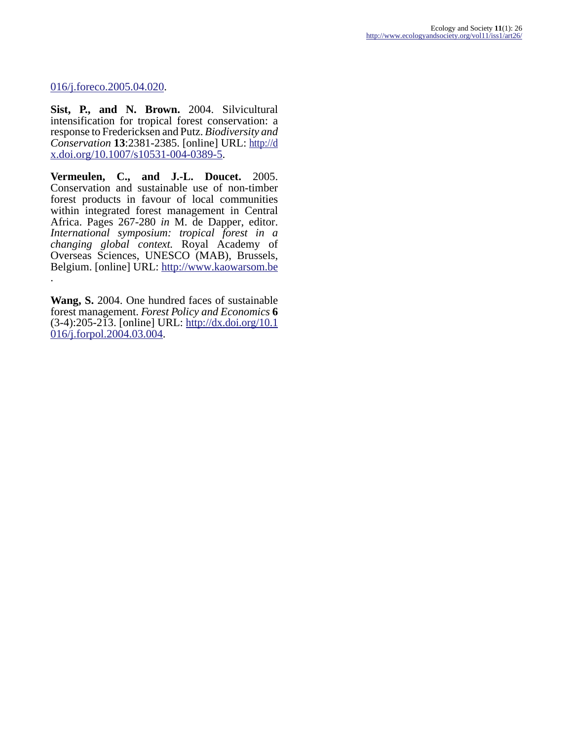016/j.foreco.2005.04.020.

**Sist, P., and N. Brown.** 2004. Silvicultural intensification for tropical forest conservation: a response to Fredericksen and Putz. *Biodiversity and Conservation* **13**:2381-2385. [online] URL: http://dx.doi.org/10.1007/s10531-004-0389-5.

**Vermeulen, C., and J.-L. Doucet.** 2005. Conservation and sustainable use of non-timber forest products in favour of local communities within integrated forest management in Central Africa. Pages 267-280 *in* M. de Dapper, editor. *International symposium: tropical forest in a changing global context.* Royal Academy of Overseas Sciences, UNESCO (MAB), Brussels, Belgium. [online] URL: http://www.kaowarsom.be .

**Wang, S.** 2004. One hundred faces of sustainable forest management. *Forest Policy and Economics* **6** (3-4):205-213. [online] URL: http://dx.doi.org/10.1016/j.forpol.2004.03.004.